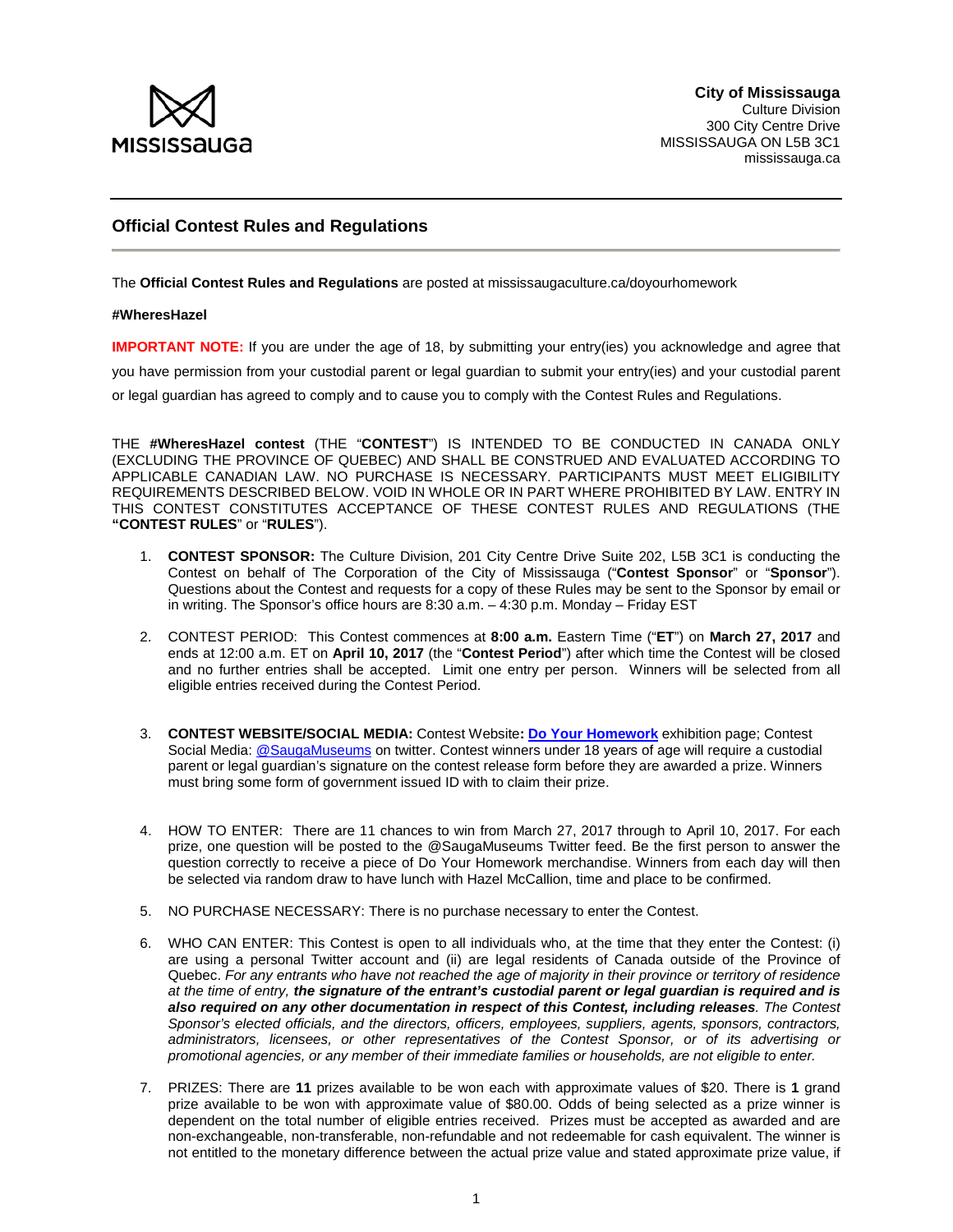MISSISSAUGA

**City of Mississauga**
Culture Division
300 City Centre Drive
MISSISSAUGA ON L5B 3C1
mississauga.ca

## Official Contest Rules and Regulations

The **Official Contest Rules and Regulations** are posted at mississaugaculture.ca/doyourhomework

**#WheresHazel**

**IMPORTANT NOTE:** If you are under the age of 18, by submitting your entry(ies) you acknowledge and agree that you have permission from your custodial parent or legal guardian to submit your entry(ies) and your custodial parent or legal guardian has agreed to comply and to cause you to comply with the Contest Rules and Regulations.

THE **#WheresHazel contest** (THE "**CONTEST**") IS INTENDED TO BE CONDUCTED IN CANADA ONLY (EXCLUDING THE PROVINCE OF QUEBEC) AND SHALL BE CONSTRUED AND EVALUATED ACCORDING TO APPLICABLE CANADIAN LAW. NO PURCHASE IS NECESSARY. PARTICIPANTS MUST MEET ELIGIBILITY REQUIREMENTS DESCRIBED BELOW. VOID IN WHOLE OR IN PART WHERE PROHIBITED BY LAW. ENTRY IN THIS CONTEST CONSTITUTES ACCEPTANCE OF THESE CONTEST RULES AND REGULATIONS (THE **"CONTEST RULES**" or "**RULES**").

1. **CONTEST SPONSOR:** The Culture Division, 201 City Centre Drive Suite 202, L5B 3C1 is conducting the Contest on behalf of The Corporation of the City of Mississauga ("**Contest Sponsor**" or "**Sponsor**"). Questions about the Contest and requests for a copy of these Rules may be sent to the Sponsor by email or in writing. The Sponsor's office hours are 8:30 a.m. – 4:30 p.m. Monday – Friday EST

2. CONTEST PERIOD: This Contest commences at **8:00 a.m.** Eastern Time ("**ET**") on **March 27, 2017** and ends at 12:00 a.m. ET on **April 10, 2017** (the "**Contest Period**") after which time the Contest will be closed and no further entries shall be accepted. Limit one entry per person. Winners will be selected from all eligible entries received during the Contest Period.

3. **CONTEST WEBSITE/SOCIAL MEDIA:** Contest Website**:** **Do Your Homework** exhibition page; Contest Social Media: @SaugaMuseums on twitter. Contest winners under 18 years of age will require a custodial parent or legal guardian's signature on the contest release form before they are awarded a prize. Winners must bring some form of government issued ID with to claim their prize.

4. HOW TO ENTER: There are 11 chances to win from March 27, 2017 through to April 10, 2017. For each prize, one question will be posted to the @SaugaMuseums Twitter feed. Be the first person to answer the question correctly to receive a piece of Do Your Homework merchandise. Winners from each day will then be selected via random draw to have lunch with Hazel McCallion, time and place to be confirmed.

5. NO PURCHASE NECESSARY: There is no purchase necessary to enter the Contest.

6. WHO CAN ENTER: This Contest is open to all individuals who, at the time that they enter the Contest: (i) are using a personal Twitter account and (ii) are legal residents of Canada outside of the Province of Quebec. *For any entrants who have not reached the age of majority in their province or territory of residence at the time of entry,* ***the signature of the entrant's custodial parent or legal guardian is required and is also required on any other documentation in respect of this Contest, including releases****. The Contest Sponsor's elected officials, and the directors, officers, employees, suppliers, agents, sponsors, contractors, administrators, licensees, or other representatives of the Contest Sponsor, or of its advertising or promotional agencies, or any member of their immediate families or households, are not eligible to enter.*

7. PRIZES: There are **11** prizes available to be won each with approximate values of $20. There is **1** grand prize available to be won with approximate value of $80.00. Odds of being selected as a prize winner is dependent on the total number of eligible entries received. Prizes must be accepted as awarded and are non-exchangeable, non-transferable, non-refundable and not redeemable for cash equivalent. The winner is not entitled to the monetary difference between the actual prize value and stated approximate prize value, if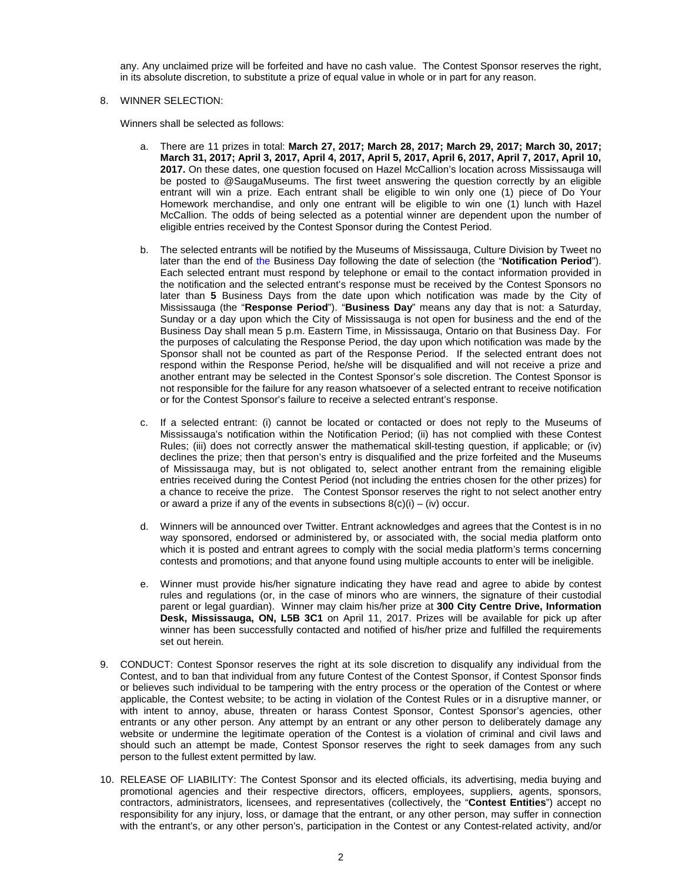any. Any unclaimed prize will be forfeited and have no cash value. The Contest Sponsor reserves the right, in its absolute discretion, to substitute a prize of equal value in whole or in part for any reason.

8. WINNER SELECTION:

   Winners shall be selected as follows:

   a. There are 11 prizes in total: **March 27, 2017; March 28, 2017; March 29, 2017; March 30, 2017; March 31, 2017; April 3, 2017, April 4, 2017, April 5, 2017, April 6, 2017, April 7, 2017, April 10, 2017.** On these dates, one question focused on Hazel McCallion's location across Mississauga will be posted to @SaugaMuseums. The first tweet answering the question correctly by an eligible entrant will win a prize. Each entrant shall be eligible to win only one (1) piece of Do Your Homework merchandise, and only one entrant will be eligible to win one (1) lunch with Hazel McCallion. The odds of being selected as a potential winner are dependent upon the number of eligible entries received by the Contest Sponsor during the Contest Period.

   b. The selected entrants will be notified by the Museums of Mississauga, Culture Division by Tweet no later than the end of the Business Day following the date of selection (the "**Notification Period**"). Each selected entrant must respond by telephone or email to the contact information provided in the notification and the selected entrant's response must be received by the Contest Sponsors no later than **5** Business Days from the date upon which notification was made by the City of Mississauga (the "**Response Period**"). "**Business Day**" means any day that is not: a Saturday, Sunday or a day upon which the City of Mississauga is not open for business and the end of the Business Day shall mean 5 p.m. Eastern Time, in Mississauga, Ontario on that Business Day. For the purposes of calculating the Response Period, the day upon which notification was made by the Sponsor shall not be counted as part of the Response Period. If the selected entrant does not respond within the Response Period, he/she will be disqualified and will not receive a prize and another entrant may be selected in the Contest Sponsor's sole discretion. The Contest Sponsor is not responsible for the failure for any reason whatsoever of a selected entrant to receive notification or for the Contest Sponsor's failure to receive a selected entrant's response.

   c. If a selected entrant: (i) cannot be located or contacted or does not reply to the Museums of Mississauga's notification within the Notification Period; (ii) has not complied with these Contest Rules; (iii) does not correctly answer the mathematical skill-testing question, if applicable; or (iv) declines the prize; then that person's entry is disqualified and the prize forfeited and the Museums of Mississauga may, but is not obligated to, select another entrant from the remaining eligible entries received during the Contest Period (not including the entries chosen for the other prizes) for a chance to receive the prize. The Contest Sponsor reserves the right to not select another entry or award a prize if any of the events in subsections 8(c)(i) – (iv) occur.

   d. Winners will be announced over Twitter. Entrant acknowledges and agrees that the Contest is in no way sponsored, endorsed or administered by, or associated with, the social media platform onto which it is posted and entrant agrees to comply with the social media platform's terms concerning contests and promotions; and that anyone found using multiple accounts to enter will be ineligible.

   e. Winner must provide his/her signature indicating they have read and agree to abide by contest rules and regulations (or, in the case of minors who are winners, the signature of their custodial parent or legal guardian). Winner may claim his/her prize at **300 City Centre Drive, Information Desk, Mississauga, ON, L5B 3C1** on April 11, 2017. Prizes will be available for pick up after winner has been successfully contacted and notified of his/her prize and fulfilled the requirements set out herein.

9. CONDUCT: Contest Sponsor reserves the right at its sole discretion to disqualify any individual from the Contest, and to ban that individual from any future Contest of the Contest Sponsor, if Contest Sponsor finds or believes such individual to be tampering with the entry process or the operation of the Contest or where applicable, the Contest website; to be acting in violation of the Contest Rules or in a disruptive manner, or with intent to annoy, abuse, threaten or harass Contest Sponsor, Contest Sponsor's agencies, other entrants or any other person. Any attempt by an entrant or any other person to deliberately damage any website or undermine the legitimate operation of the Contest is a violation of criminal and civil laws and should such an attempt be made, Contest Sponsor reserves the right to seek damages from any such person to the fullest extent permitted by law.

10. RELEASE OF LIABILITY: The Contest Sponsor and its elected officials, its advertising, media buying and promotional agencies and their respective directors, officers, employees, suppliers, agents, sponsors, contractors, administrators, licensees, and representatives (collectively, the "**Contest Entities**") accept no responsibility for any injury, loss, or damage that the entrant, or any other person, may suffer in connection with the entrant's, or any other person's, participation in the Contest or any Contest-related activity, and/or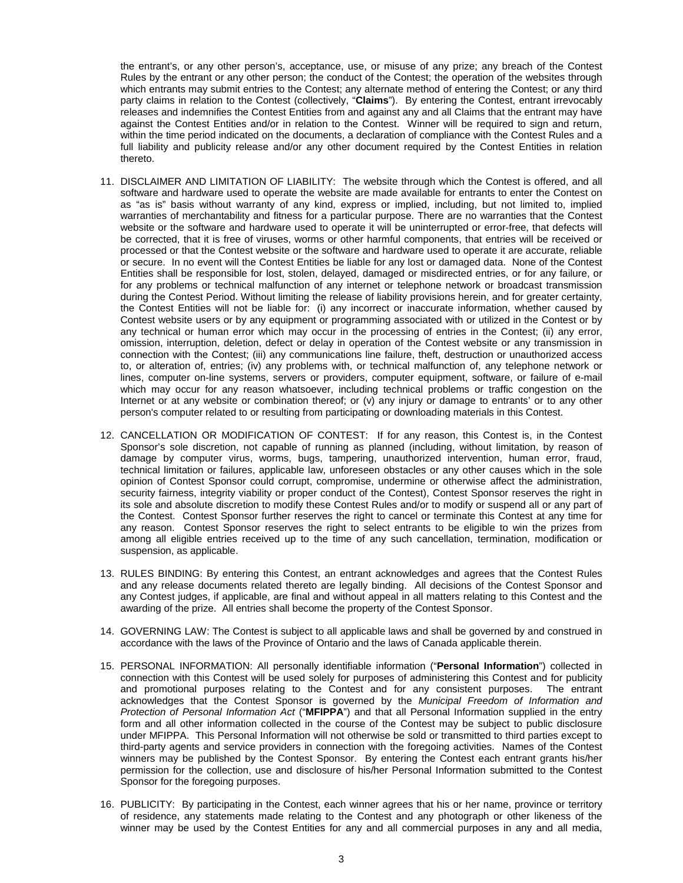the entrant's, or any other person's, acceptance, use, or misuse of any prize; any breach of the Contest Rules by the entrant or any other person; the conduct of the Contest; the operation of the websites through which entrants may submit entries to the Contest; any alternate method of entering the Contest; or any third party claims in relation to the Contest (collectively, "**Claims**"). By entering the Contest, entrant irrevocably releases and indemnifies the Contest Entities from and against any and all Claims that the entrant may have against the Contest Entities and/or in relation to the Contest. Winner will be required to sign and return, within the time period indicated on the documents, a declaration of compliance with the Contest Rules and a full liability and publicity release and/or any other document required by the Contest Entities in relation thereto.

11. DISCLAIMER AND LIMITATION OF LIABILITY: The website through which the Contest is offered, and all software and hardware used to operate the website are made available for entrants to enter the Contest on as "as is" basis without warranty of any kind, express or implied, including, but not limited to, implied warranties of merchantability and fitness for a particular purpose. There are no warranties that the Contest website or the software and hardware used to operate it will be uninterrupted or error-free, that defects will be corrected, that it is free of viruses, worms or other harmful components, that entries will be received or processed or that the Contest website or the software and hardware used to operate it are accurate, reliable or secure. In no event will the Contest Entities be liable for any lost or damaged data. None of the Contest Entities shall be responsible for lost, stolen, delayed, damaged or misdirected entries, or for any failure, or for any problems or technical malfunction of any internet or telephone network or broadcast transmission during the Contest Period. Without limiting the release of liability provisions herein, and for greater certainty, the Contest Entities will not be liable for: (i) any incorrect or inaccurate information, whether caused by Contest website users or by any equipment or programming associated with or utilized in the Contest or by any technical or human error which may occur in the processing of entries in the Contest; (ii) any error, omission, interruption, deletion, defect or delay in operation of the Contest website or any transmission in connection with the Contest; (iii) any communications line failure, theft, destruction or unauthorized access to, or alteration of, entries; (iv) any problems with, or technical malfunction of, any telephone network or lines, computer on-line systems, servers or providers, computer equipment, software, or failure of e-mail which may occur for any reason whatsoever, including technical problems or traffic congestion on the Internet or at any website or combination thereof; or (v) any injury or damage to entrants' or to any other person's computer related to or resulting from participating or downloading materials in this Contest.

12. CANCELLATION OR MODIFICATION OF CONTEST: If for any reason, this Contest is, in the Contest Sponsor's sole discretion, not capable of running as planned (including, without limitation, by reason of damage by computer virus, worms, bugs, tampering, unauthorized intervention, human error, fraud, technical limitation or failures, applicable law, unforeseen obstacles or any other causes which in the sole opinion of Contest Sponsor could corrupt, compromise, undermine or otherwise affect the administration, security fairness, integrity viability or proper conduct of the Contest), Contest Sponsor reserves the right in its sole and absolute discretion to modify these Contest Rules and/or to modify or suspend all or any part of the Contest. Contest Sponsor further reserves the right to cancel or terminate this Contest at any time for any reason. Contest Sponsor reserves the right to select entrants to be eligible to win the prizes from among all eligible entries received up to the time of any such cancellation, termination, modification or suspension, as applicable.

13. RULES BINDING: By entering this Contest, an entrant acknowledges and agrees that the Contest Rules and any release documents related thereto are legally binding. All decisions of the Contest Sponsor and any Contest judges, if applicable, are final and without appeal in all matters relating to this Contest and the awarding of the prize. All entries shall become the property of the Contest Sponsor.

14. GOVERNING LAW: The Contest is subject to all applicable laws and shall be governed by and construed in accordance with the laws of the Province of Ontario and the laws of Canada applicable therein.

15. PERSONAL INFORMATION: All personally identifiable information ("**Personal Information**") collected in connection with this Contest will be used solely for purposes of administering this Contest and for publicity and promotional purposes relating to the Contest and for any consistent purposes. The entrant acknowledges that the Contest Sponsor is governed by the *Municipal Freedom of Information and Protection of Personal Information Act* ("**MFIPPA**") and that all Personal Information supplied in the entry form and all other information collected in the course of the Contest may be subject to public disclosure under MFIPPA. This Personal Information will not otherwise be sold or transmitted to third parties except to third-party agents and service providers in connection with the foregoing activities. Names of the Contest winners may be published by the Contest Sponsor. By entering the Contest each entrant grants his/her permission for the collection, use and disclosure of his/her Personal Information submitted to the Contest Sponsor for the foregoing purposes.

16. PUBLICITY: By participating in the Contest, each winner agrees that his or her name, province or territory of residence, any statements made relating to the Contest and any photograph or other likeness of the winner may be used by the Contest Entities for any and all commercial purposes in any and all media,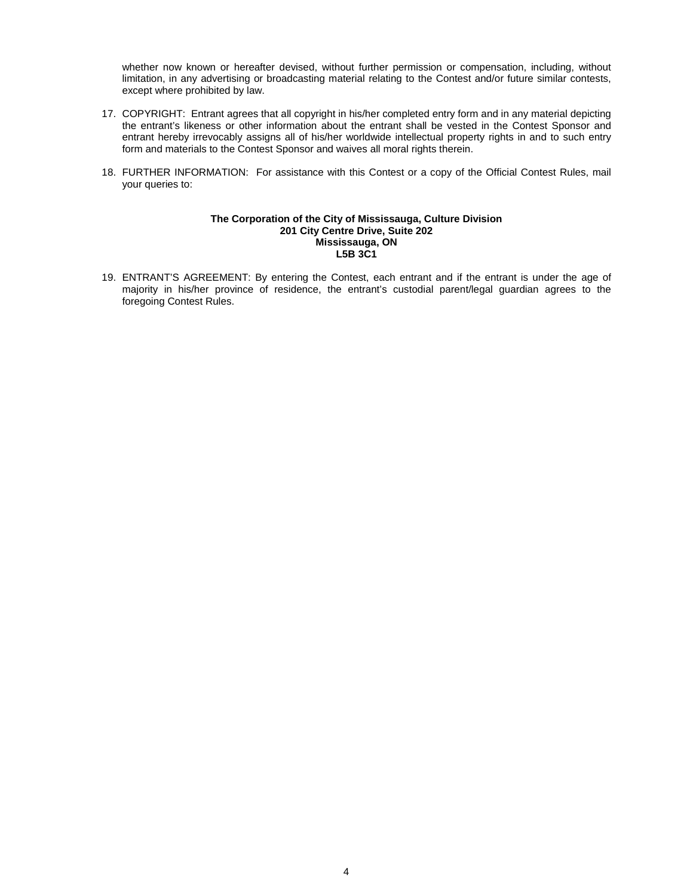whether now known or hereafter devised, without further permission or compensation, including, without limitation, in any advertising or broadcasting material relating to the Contest and/or future similar contests, except where prohibited by law.

17. COPYRIGHT: Entrant agrees that all copyright in his/her completed entry form and in any material depicting the entrant's likeness or other information about the entrant shall be vested in the Contest Sponsor and entrant hereby irrevocably assigns all of his/her worldwide intellectual property rights in and to such entry form and materials to the Contest Sponsor and waives all moral rights therein.

18. FURTHER INFORMATION: For assistance with this Contest or a copy of the Official Contest Rules, mail your queries to:

**The Corporation of the City of Mississauga, Culture Division**
**201 City Centre Drive, Suite 202**
**Mississauga, ON**
**L5B 3C1**

19. ENTRANT'S AGREEMENT: By entering the Contest, each entrant and if the entrant is under the age of majority in his/her province of residence, the entrant's custodial parent/legal guardian agrees to the foregoing Contest Rules.